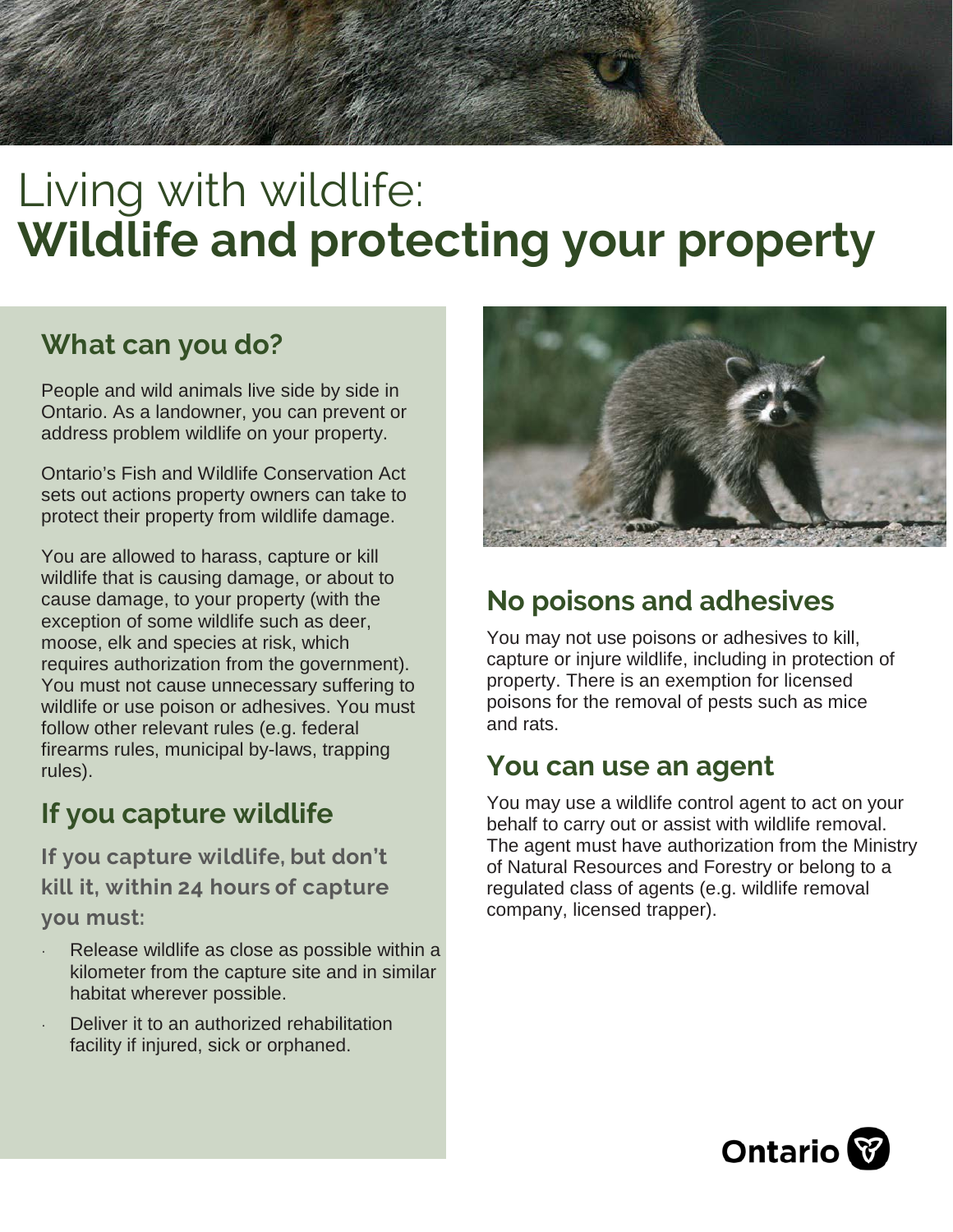# Living with wildlife: **Wildlife and protecting your property**

## What can you do?

People and wild animals live side by side in Ontario. As a landowner, you can prevent or address problem wildlife on your property.

Ontario's Fish and Wildlife Conservation Act sets out actions property owners can take to protect their property from wildlife damage.

You are allowed to harass, capture or kill wildlife that is causing damage, or about to cause damage, to your property (with the exception of some wildlife such as deer, moose, elk and species at risk, which requires authorization from the government). You must not cause unnecessary suffering to wildlife or use poison or adhesives. You must follow other relevant rules (e.g. federal firearms rules, municipal by-laws, trapping rules).

## If you capture wildlife

**If you capture wildlife, but don't kill it, within 24 hours of capture you must:**

- Release wildlife as close as possible within a kilometer from the capture site and in similar habitat wherever possible.
- Deliver it to an authorized rehabilitation facility if injured, sick or orphaned.

## No poisons and adhesives

You may not use poisons or adhesives to kill, capture or injure wildlife, including in protection of property. There is an exemption for licensed poisons for the removal of pests such as mice and rats.

## You can use an agent

You may use a wildlife control agent to act on your behalf to carry out or assist with wildlife removal. The agent must have authorization from the Ministry of Natural Resources and Forestry or belong to a regulated class of agents (e.g. wildlife removal company, licensed trapper).

Ontario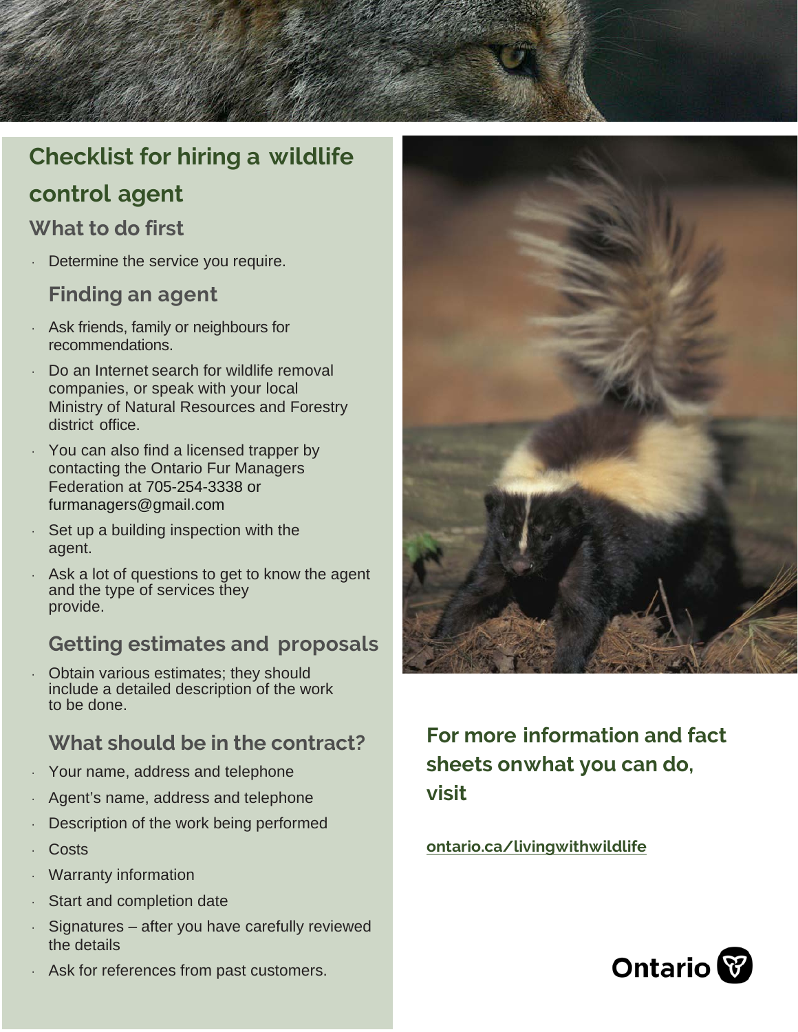## Checklist for hiring a wildlife control agent

### What to do first

- Determine the service you require.

### Finding an agent

- Ask friends, family or neighbours for recommendations.
- Do an Internet search for wildlife removal companies, or speak with your local Ministry of Natural Resources and Forestry district office.
- You can also find a licensed trapper by contacting the Ontario Fur Managers Federation at 705-254-3338 or furmanagers@gmail.com
- Set up a building inspection with the agent.
- Ask a lot of questions to get to know the agent and the type of services they provide.

### Getting estimates and proposals

- Obtain various estimates; they should include a detailed description of the work to be done.

### What should be in the contract?

- Your name, address and telephone
- Agent's name, address and telephone
- Description of the work being performed
- Costs
- Warranty information
- Start and completion date
- Signatures – after you have carefully reviewed the details
- Ask for references from past customers.

**For more information and fact sheets onwhat you can do, visit**

**ontario.ca/livingwithwildlife**

Ontario